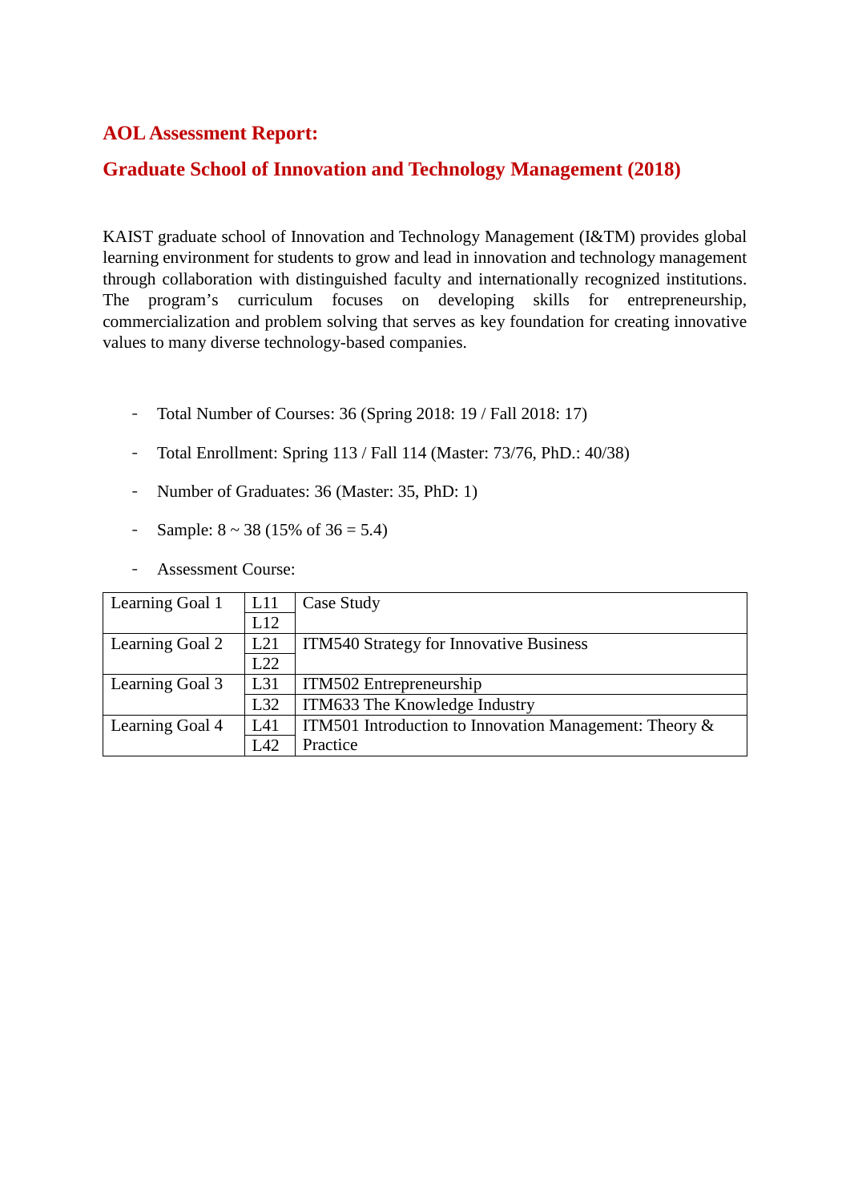## AOL Assessment Report:

## Graduate School of Innovation and Technology Management (2018)

KAIST graduate school of Innovation and Technology Management (I&TM) provides global learning environment for students to grow and lead in innovation and technology management through collaboration with distinguished faculty and internationally recognized institutions. The program's curriculum focuses on developing skills for entrepreneurship, commercialization and problem solving that serves as key foundation for creating innovative values to many diverse technology-based companies.

- Total Number of Courses: 36 (Spring 2018: 19 / Fall 2018: 17)
- Total Enrollment: Spring 113 / Fall 114 (Master: 73/76, PhD.: 40/38)
- Number of Graduates: 36 (Master: 35, PhD: 1)
- Sample: 8 ~ 38 (15% of 36 = 5.4)
- Assessment Course:

| Learning Goal | Code | Course |
|---|---|---|
| Learning Goal 1 | L11 | Case Study |
| | L12 | |
| Learning Goal 2 | L21 | ITM540 Strategy for Innovative Business |
| | L22 | |
| Learning Goal 3 | L31 | ITM502 Entrepreneurship |
| | L32 | ITM633 The Knowledge Industry |
| Learning Goal 4 | L41 | ITM501 Introduction to Innovation Management: Theory & Practice |
| | L42 | |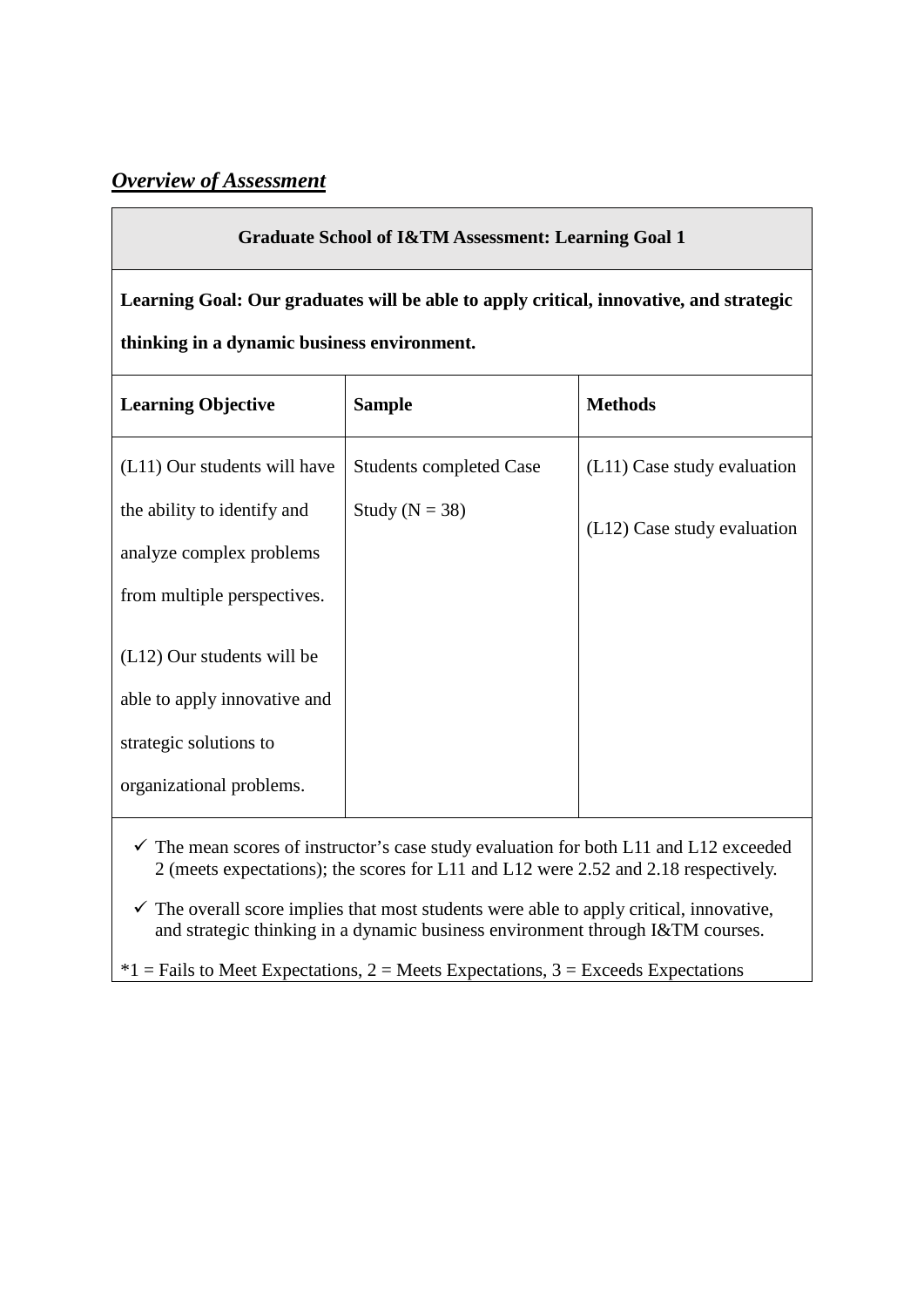## ***Overview of Assessment***

| Graduate School of I&TM Assessment: Learning Goal 1 | | |
|---|---|---|
| **Learning Goal: Our graduates will be able to apply critical, innovative, and strategic thinking in a dynamic business environment.** | | |
| **Learning Objective** | **Sample** | **Methods** |
| (L11) Our students will have the ability to identify and analyze complex problems from multiple perspectives.<br><br>(L12) Our students will be able to apply innovative and strategic solutions to organizational problems. | Students completed Case Study (N = 38) | (L11) Case study evaluation<br><br>(L12) Case study evaluation |

- ✓ The mean scores of instructor's case study evaluation for both L11 and L12 exceeded 2 (meets expectations); the scores for L11 and L12 were 2.52 and 2.18 respectively.
- ✓ The overall score implies that most students were able to apply critical, innovative, and strategic thinking in a dynamic business environment through I&TM courses.

*1 = Fails to Meet Expectations, 2 = Meets Expectations, 3 = Exceeds Expectations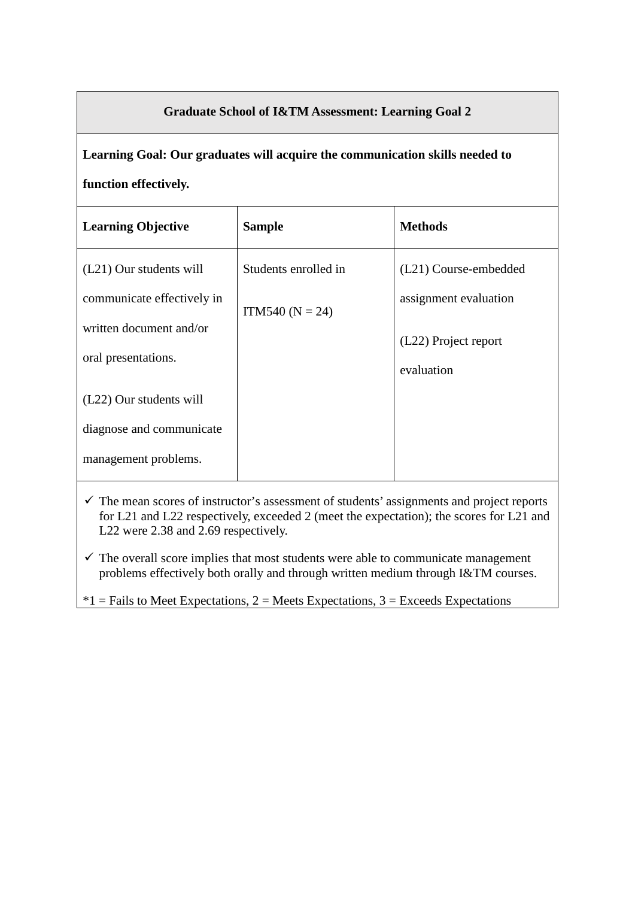| Graduate School of I&TM Assessment: Learning Goal 2 | | |
|---|---|---|
| **Learning Goal: Our graduates will acquire the communication skills needed to function effectively.** | | |
| **Learning Objective** | **Sample** | **Methods** |
| (L21) Our students will communicate effectively in written document and/or oral presentations.<br><br>(L22) Our students will diagnose and communicate management problems. | Students enrolled in ITM540 (N = 24) | (L21) Course-embedded assignment evaluation<br><br>(L22) Project report evaluation |

- ✓ The mean scores of instructor's assessment of students' assignments and project reports for L21 and L22 respectively, exceeded 2 (meet the expectation); the scores for L21 and L22 were 2.38 and 2.69 respectively.
- ✓ The overall score implies that most students were able to communicate management problems effectively both orally and through written medium through I&TM courses.

*1 = Fails to Meet Expectations, 2 = Meets Expectations, 3 = Exceeds Expectations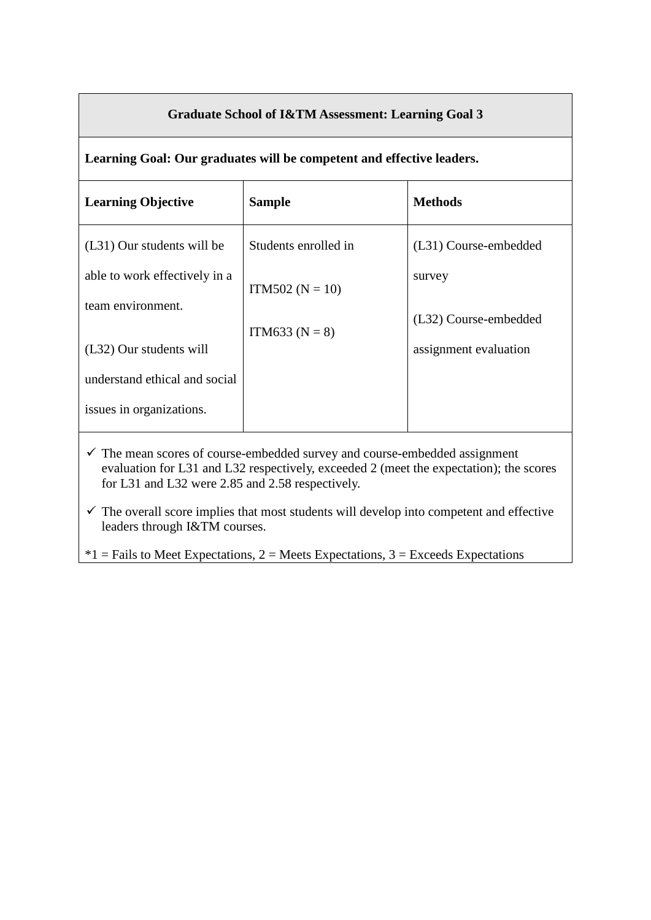| Graduate School of I&TM Assessment: Learning Goal 3 | | |
|---|---|---|
| **Learning Goal: Our graduates will be competent and effective leaders.** | | |
| **Learning Objective** | **Sample** | **Methods** |
| (L31) Our students will be able to work effectively in a team environment.<br><br>(L32) Our students will understand ethical and social issues in organizations. | Students enrolled in<br><br>ITM502 (N = 10)<br><br>ITM633 (N = 8) | (L31) Course-embedded survey<br><br>(L32) Course-embedded assignment evaluation |

- ✓ The mean scores of course-embedded survey and course-embedded assignment evaluation for L31 and L32 respectively, exceeded 2 (meet the expectation); the scores for L31 and L32 were 2.85 and 2.58 respectively.
- ✓ The overall score implies that most students will develop into competent and effective leaders through I&TM courses.

*1 = Fails to Meet Expectations, 2 = Meets Expectations, 3 = Exceeds Expectations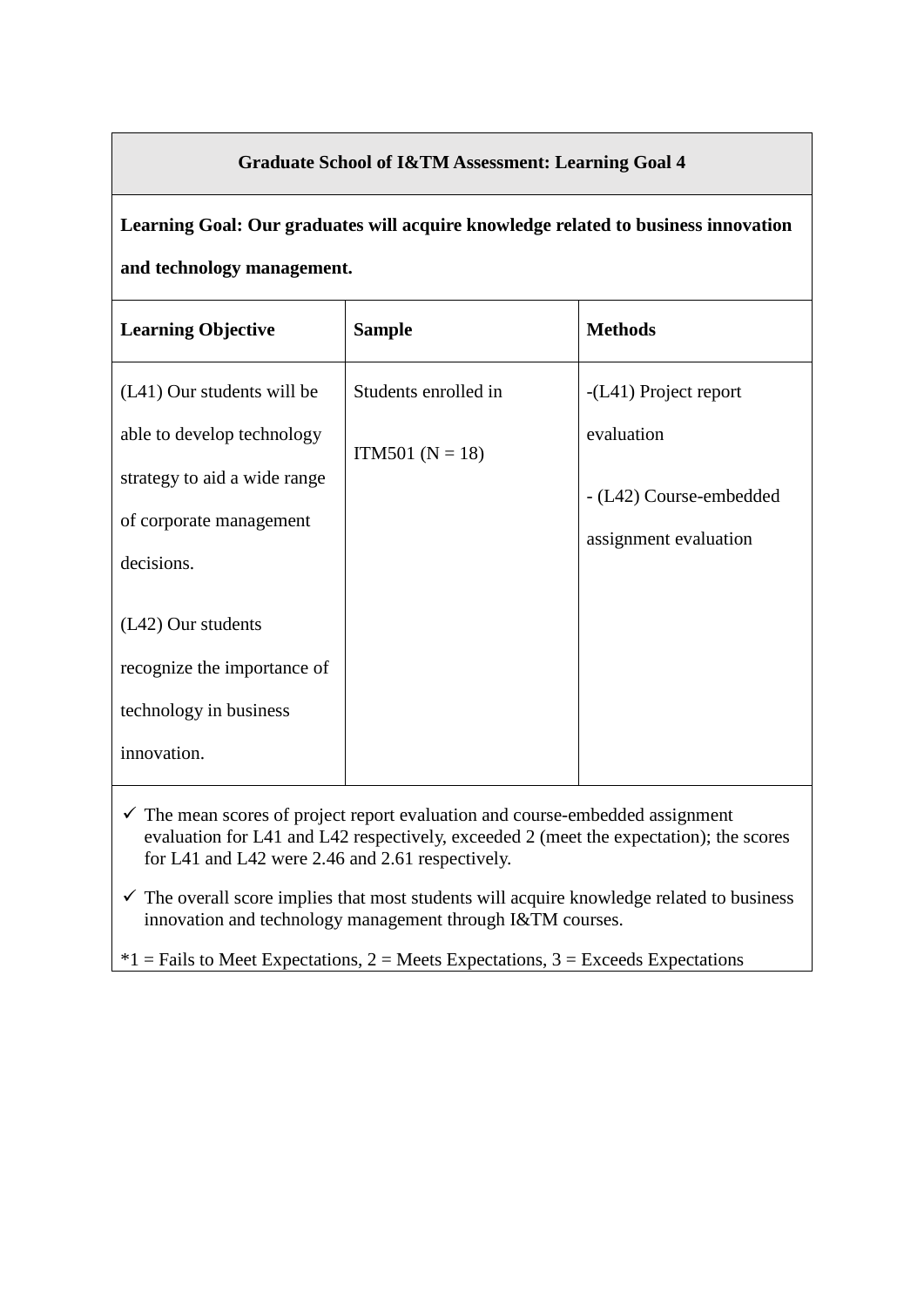| Graduate School of I&TM Assessment: Learning Goal 4 | | |
|---|---|---|
| **Learning Goal: Our graduates will acquire knowledge related to business innovation and technology management.** | | |
| **Learning Objective** | **Sample** | **Methods** |
| (L41) Our students will be able to develop technology strategy to aid a wide range of corporate management decisions.<br><br>(L42) Our students recognize the importance of technology in business innovation. | Students enrolled in ITM501 (N = 18) | -(L41) Project report evaluation<br><br>- (L42) Course-embedded assignment evaluation |

- ✓ The mean scores of project report evaluation and course-embedded assignment evaluation for L41 and L42 respectively, exceeded 2 (meet the expectation); the scores for L41 and L42 were 2.46 and 2.61 respectively.
- ✓ The overall score implies that most students will acquire knowledge related to business innovation and technology management through I&TM courses.

*1 = Fails to Meet Expectations, 2 = Meets Expectations, 3 = Exceeds Expectations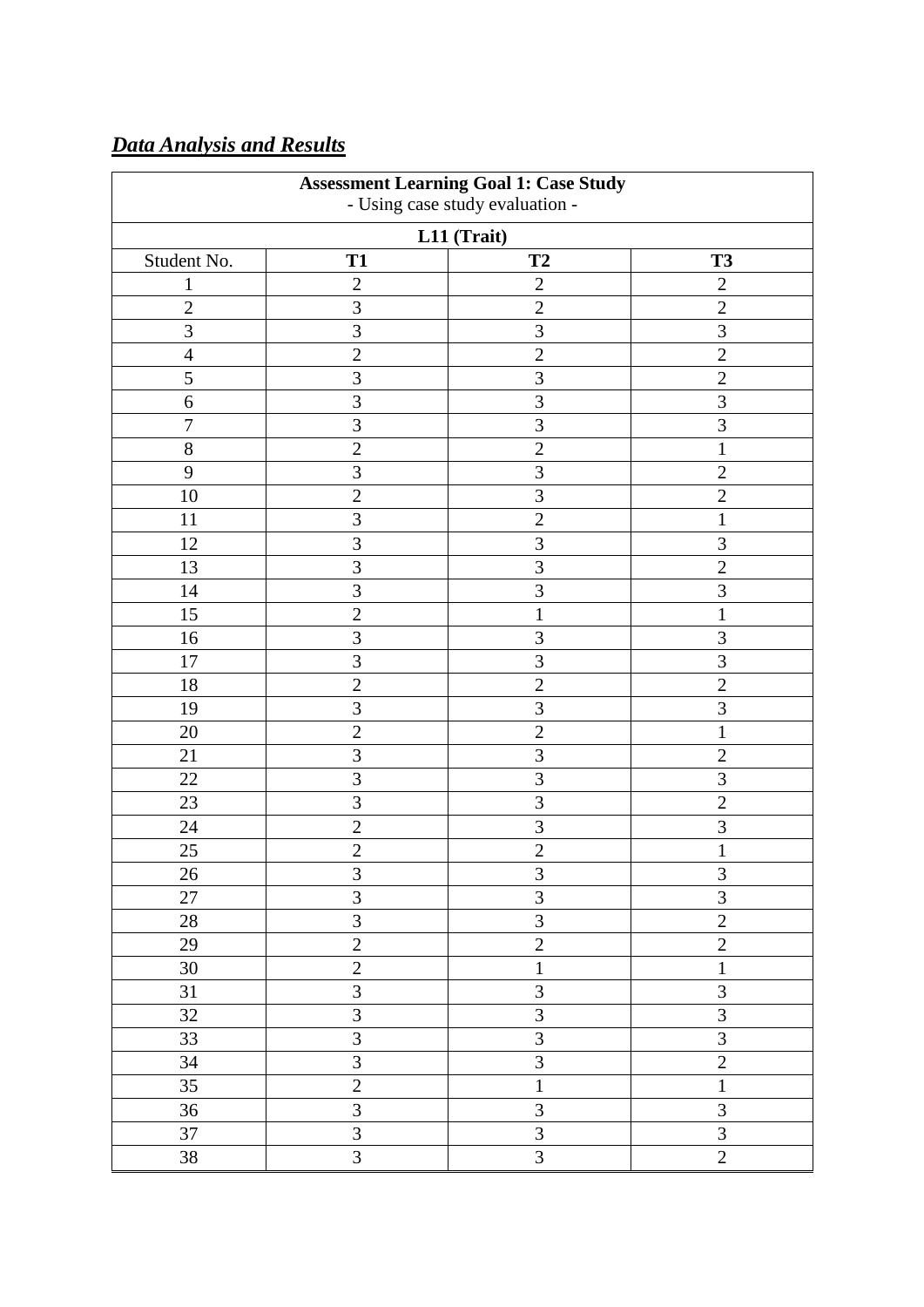## ***Data Analysis and Results***

| **Assessment Learning Goal 1: Case Study**<br>- Using case study evaluation - | | | |
|---|---|---|---|
| **L11 (Trait)** | | | |
| Student No. | **T1** | **T2** | **T3** |
| 1 | 2 | 2 | 2 |
| 2 | 3 | 2 | 2 |
| 3 | 3 | 3 | 3 |
| 4 | 2 | 2 | 2 |
| 5 | 3 | 3 | 2 |
| 6 | 3 | 3 | 3 |
| 7 | 3 | 3 | 3 |
| 8 | 2 | 2 | 1 |
| 9 | 3 | 3 | 2 |
| 10 | 2 | 3 | 2 |
| 11 | 3 | 2 | 1 |
| 12 | 3 | 3 | 3 |
| 13 | 3 | 3 | 2 |
| 14 | 3 | 3 | 3 |
| 15 | 2 | 1 | 1 |
| 16 | 3 | 3 | 3 |
| 17 | 3 | 3 | 3 |
| 18 | 2 | 2 | 2 |
| 19 | 3 | 3 | 3 |
| 20 | 2 | 2 | 1 |
| 21 | 3 | 3 | 2 |
| 22 | 3 | 3 | 3 |
| 23 | 3 | 3 | 2 |
| 24 | 2 | 3 | 3 |
| 25 | 2 | 2 | 1 |
| 26 | 3 | 3 | 3 |
| 27 | 3 | 3 | 3 |
| 28 | 3 | 3 | 2 |
| 29 | 2 | 2 | 2 |
| 30 | 2 | 1 | 1 |
| 31 | 3 | 3 | 3 |
| 32 | 3 | 3 | 3 |
| 33 | 3 | 3 | 3 |
| 34 | 3 | 3 | 2 |
| 35 | 2 | 1 | 1 |
| 36 | 3 | 3 | 3 |
| 37 | 3 | 3 | 3 |
| 38 | 3 | 3 | 2 |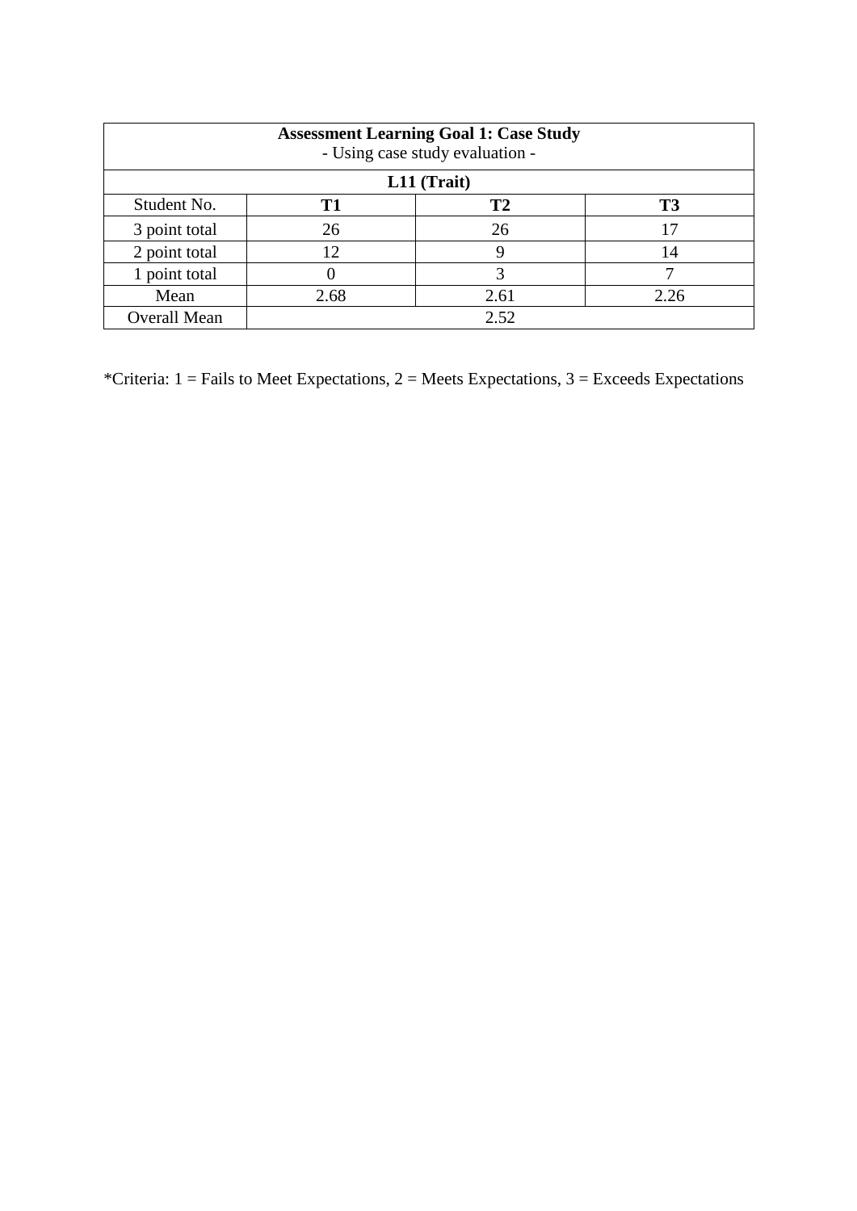| **Assessment Learning Goal 1: Case Study**<br>- Using case study evaluation - | | | |
|---|---|---|---|
| **L11 (Trait)** | | | |
| Student No. | **T1** | **T2** | **T3** |
| 3 point total | 26 | 26 | 17 |
| 2 point total | 12 | 9 | 14 |
| 1 point total | 0 | 3 | 7 |
| Mean | 2.68 | 2.61 | 2.26 |
| Overall Mean | 2.52 | | |

*Criteria: 1 = Fails to Meet Expectations, 2 = Meets Expectations, 3 = Exceeds Expectations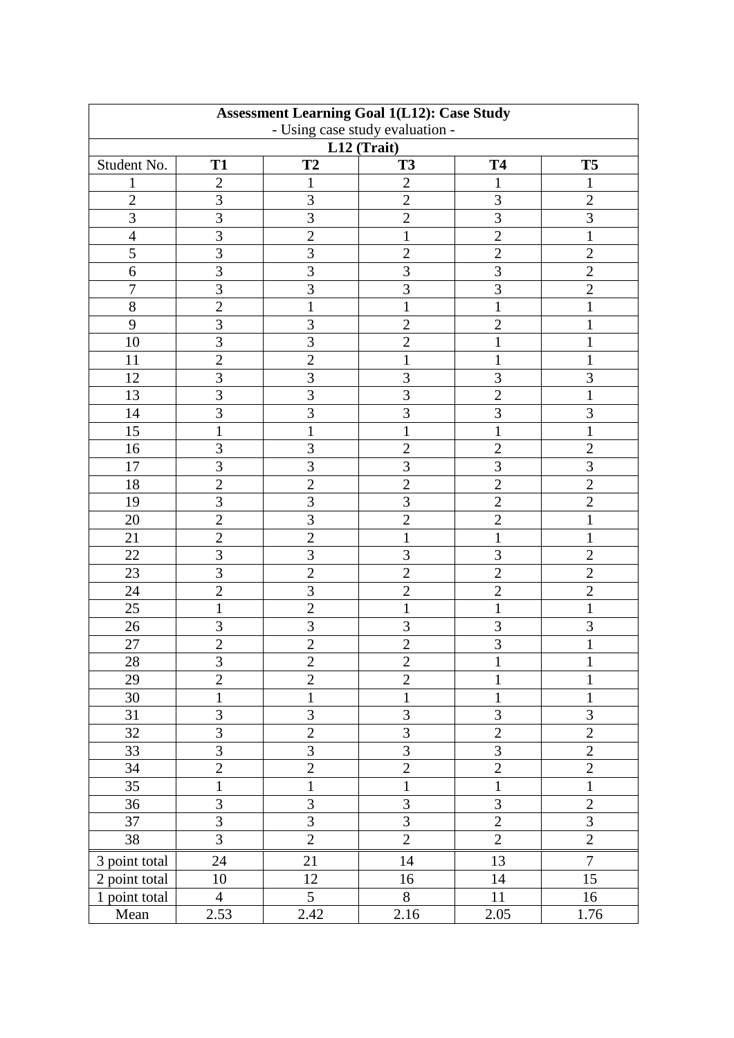| Assessment Learning Goal 1(L12): Case Study<br>- Using case study evaluation - | | | | | |
|---|---|---|---|---|---|
| | | | **L12 (Trait)** | | |
| Student No. | **T1** | **T2** | **T3** | **T4** | **T5** |
| 1 | 2 | 1 | 2 | 1 | 1 |
| 2 | 3 | 3 | 2 | 3 | 2 |
| 3 | 3 | 3 | 2 | 3 | 3 |
| 4 | 3 | 2 | 1 | 2 | 1 |
| 5 | 3 | 3 | 2 | 2 | 2 |
| 6 | 3 | 3 | 3 | 3 | 2 |
| 7 | 3 | 3 | 3 | 3 | 2 |
| 8 | 2 | 1 | 1 | 1 | 1 |
| 9 | 3 | 3 | 2 | 2 | 1 |
| 10 | 3 | 3 | 2 | 1 | 1 |
| 11 | 2 | 2 | 1 | 1 | 1 |
| 12 | 3 | 3 | 3 | 3 | 3 |
| 13 | 3 | 3 | 3 | 2 | 1 |
| 14 | 3 | 3 | 3 | 3 | 3 |
| 15 | 1 | 1 | 1 | 1 | 1 |
| 16 | 3 | 3 | 2 | 2 | 2 |
| 17 | 3 | 3 | 3 | 3 | 3 |
| 18 | 2 | 2 | 2 | 2 | 2 |
| 19 | 3 | 3 | 3 | 2 | 2 |
| 20 | 2 | 3 | 2 | 2 | 1 |
| 21 | 2 | 2 | 1 | 1 | 1 |
| 22 | 3 | 3 | 3 | 3 | 2 |
| 23 | 3 | 2 | 2 | 2 | 2 |
| 24 | 2 | 3 | 2 | 2 | 2 |
| 25 | 1 | 2 | 1 | 1 | 1 |
| 26 | 3 | 3 | 3 | 3 | 3 |
| 27 | 2 | 2 | 2 | 3 | 1 |
| 28 | 3 | 2 | 2 | 1 | 1 |
| 29 | 2 | 2 | 2 | 1 | 1 |
| 30 | 1 | 1 | 1 | 1 | 1 |
| 31 | 3 | 3 | 3 | 3 | 3 |
| 32 | 3 | 2 | 3 | 2 | 2 |
| 33 | 3 | 3 | 3 | 3 | 2 |
| 34 | 2 | 2 | 2 | 2 | 2 |
| 35 | 1 | 1 | 1 | 1 | 1 |
| 36 | 3 | 3 | 3 | 3 | 2 |
| 37 | 3 | 3 | 3 | 2 | 3 |
| 38 | 3 | 2 | 2 | 2 | 2 |
| 3 point total | 24 | 21 | 14 | 13 | 7 |
| 2 point total | 10 | 12 | 16 | 14 | 15 |
| 1 point total | 4 | 5 | 8 | 11 | 16 |
| Mean | 2.53 | 2.42 | 2.16 | 2.05 | 1.76 |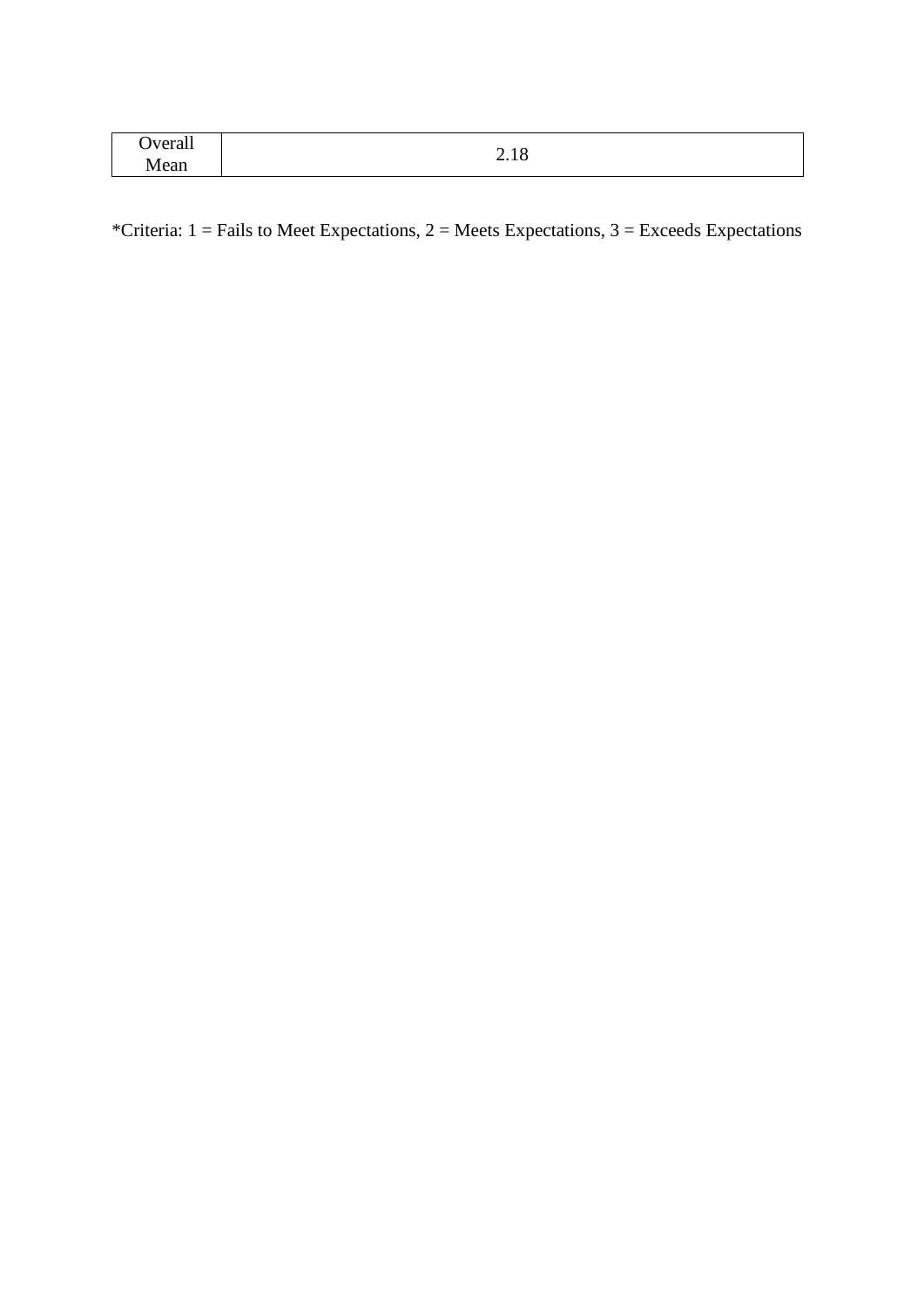| Overall Mean | 2.18 |
|---|---|

*Criteria: 1 = Fails to Meet Expectations, 2 = Meets Expectations, 3 = Exceeds Expectations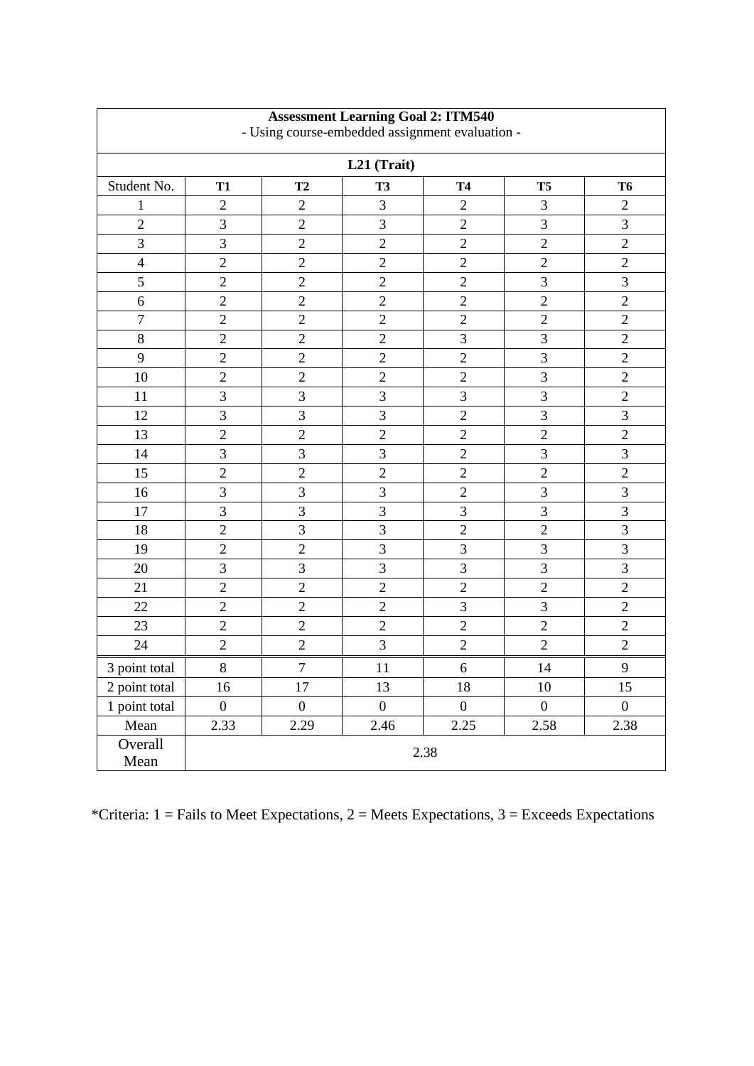| Assessment Learning Goal 2: ITM540 - Using course-embedded assignment evaluation - | | | | | | |
|---|---|---|---|---|---|---|
| | | | **L21 (Trait)** | | | |
| Student No. | **T1** | **T2** | **T3** | **T4** | **T5** | **T6** |
| 1 | 2 | 2 | 3 | 2 | 3 | 2 |
| 2 | 3 | 2 | 3 | 2 | 3 | 3 |
| 3 | 3 | 2 | 2 | 2 | 2 | 2 |
| 4 | 2 | 2 | 2 | 2 | 2 | 2 |
| 5 | 2 | 2 | 2 | 2 | 3 | 3 |
| 6 | 2 | 2 | 2 | 2 | 2 | 2 |
| 7 | 2 | 2 | 2 | 2 | 2 | 2 |
| 8 | 2 | 2 | 2 | 3 | 3 | 2 |
| 9 | 2 | 2 | 2 | 2 | 3 | 2 |
| 10 | 2 | 2 | 2 | 2 | 3 | 2 |
| 11 | 3 | 3 | 3 | 3 | 3 | 2 |
| 12 | 3 | 3 | 3 | 2 | 3 | 3 |
| 13 | 2 | 2 | 2 | 2 | 2 | 2 |
| 14 | 3 | 3 | 3 | 2 | 3 | 3 |
| 15 | 2 | 2 | 2 | 2 | 2 | 2 |
| 16 | 3 | 3 | 3 | 2 | 3 | 3 |
| 17 | 3 | 3 | 3 | 3 | 3 | 3 |
| 18 | 2 | 3 | 3 | 2 | 2 | 3 |
| 19 | 2 | 2 | 3 | 3 | 3 | 3 |
| 20 | 3 | 3 | 3 | 3 | 3 | 3 |
| 21 | 2 | 2 | 2 | 2 | 2 | 2 |
| 22 | 2 | 2 | 2 | 3 | 3 | 2 |
| 23 | 2 | 2 | 2 | 2 | 2 | 2 |
| 24 | 2 | 2 | 3 | 2 | 2 | 2 |
| 3 point total | 8 | 7 | 11 | 6 | 14 | 9 |
| 2 point total | 16 | 17 | 13 | 18 | 10 | 15 |
| 1 point total | 0 | 0 | 0 | 0 | 0 | 0 |
| Mean | 2.33 | 2.29 | 2.46 | 2.25 | 2.58 | 2.38 |
| Overall Mean | 2.38 | | | | | |

*Criteria: 1 = Fails to Meet Expectations, 2 = Meets Expectations, 3 = Exceeds Expectations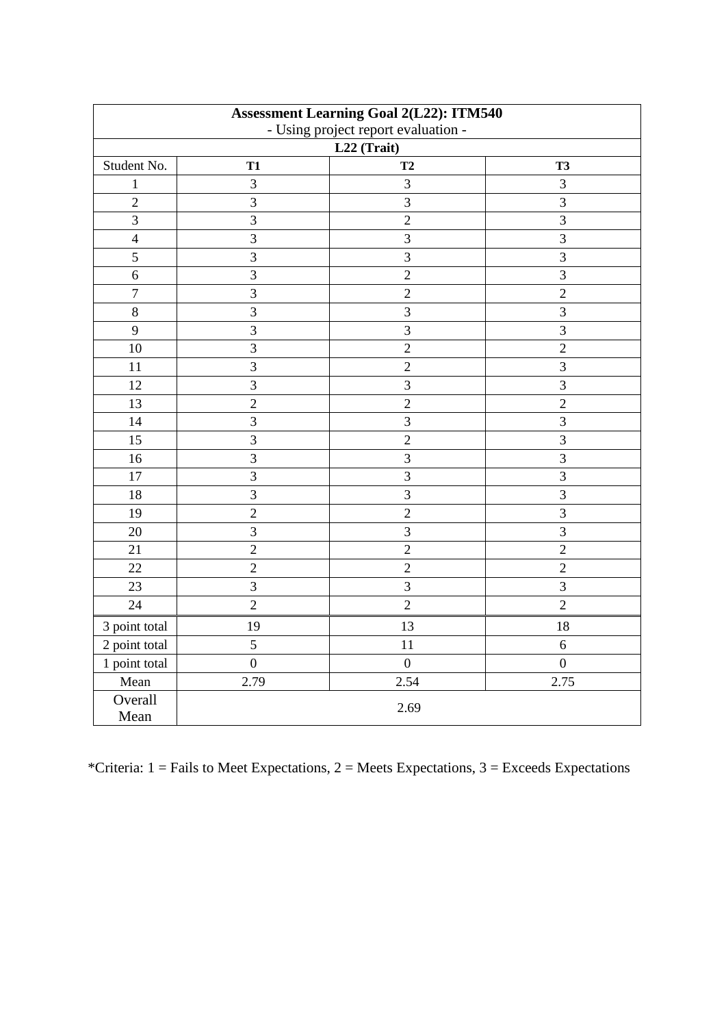| **Assessment Learning Goal 2(L22): ITM540**<br>- Using project report evaluation - | | | |
|---|---|---|---|
| **L22 (Trait)** | | | |
| Student No. | **T1** | **T2** | **T3** |
| 1 | 3 | 3 | 3 |
| 2 | 3 | 3 | 3 |
| 3 | 3 | 2 | 3 |
| 4 | 3 | 3 | 3 |
| 5 | 3 | 3 | 3 |
| 6 | 3 | 2 | 3 |
| 7 | 3 | 2 | 2 |
| 8 | 3 | 3 | 3 |
| 9 | 3 | 3 | 3 |
| 10 | 3 | 2 | 2 |
| 11 | 3 | 2 | 3 |
| 12 | 3 | 3 | 3 |
| 13 | 2 | 2 | 2 |
| 14 | 3 | 3 | 3 |
| 15 | 3 | 2 | 3 |
| 16 | 3 | 3 | 3 |
| 17 | 3 | 3 | 3 |
| 18 | 3 | 3 | 3 |
| 19 | 2 | 2 | 3 |
| 20 | 3 | 3 | 3 |
| 21 | 2 | 2 | 2 |
| 22 | 2 | 2 | 2 |
| 23 | 3 | 3 | 3 |
| 24 | 2 | 2 | 2 |
| 3 point total | 19 | 13 | 18 |
| 2 point total | 5 | 11 | 6 |
| 1 point total | 0 | 0 | 0 |
| Mean | 2.79 | 2.54 | 2.75 |
| Overall Mean | 2.69 | | |

*Criteria: 1 = Fails to Meet Expectations, 2 = Meets Expectations, 3 = Exceeds Expectations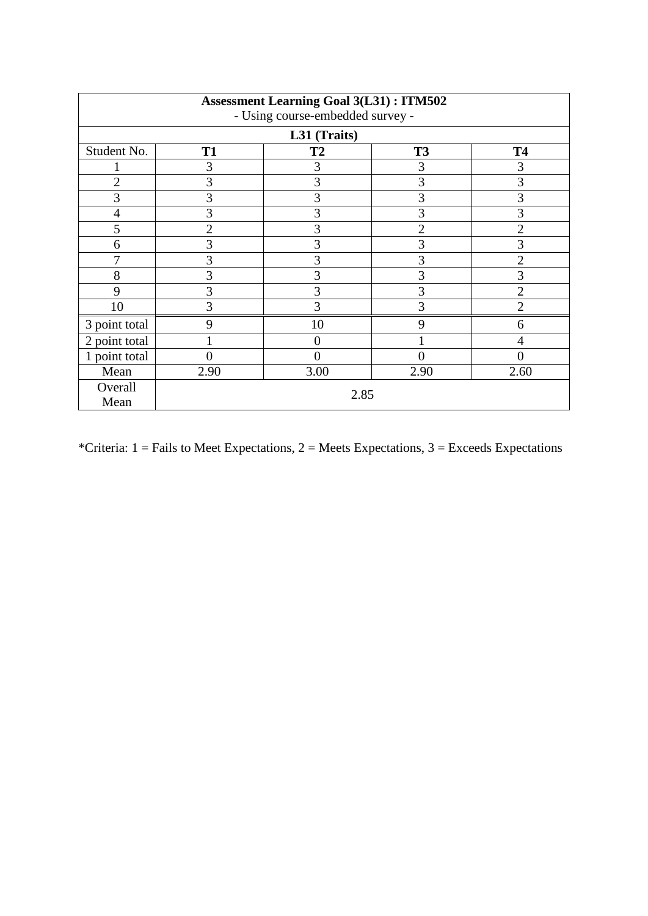| **Assessment Learning Goal 3(L31) : ITM502**<br>- Using course-embedded survey - | | | | |
|---|---|---|---|---|
| **L31 (Traits)** | | | | |
| Student No. | **T1** | **T2** | **T3** | **T4** |
| 1 | 3 | 3 | 3 | 3 |
| 2 | 3 | 3 | 3 | 3 |
| 3 | 3 | 3 | 3 | 3 |
| 4 | 3 | 3 | 3 | 3 |
| 5 | 2 | 3 | 2 | 2 |
| 6 | 3 | 3 | 3 | 3 |
| 7 | 3 | 3 | 3 | 2 |
| 8 | 3 | 3 | 3 | 3 |
| 9 | 3 | 3 | 3 | 2 |
| 10 | 3 | 3 | 3 | 2 |
| 3 point total | 9 | 10 | 9 | 6 |
| 2 point total | 1 | 0 | 1 | 4 |
| 1 point total | 0 | 0 | 0 | 0 |
| Mean | 2.90 | 3.00 | 2.90 | 2.60 |
| Overall Mean | 2.85 | | | |

*Criteria: 1 = Fails to Meet Expectations, 2 = Meets Expectations, 3 = Exceeds Expectations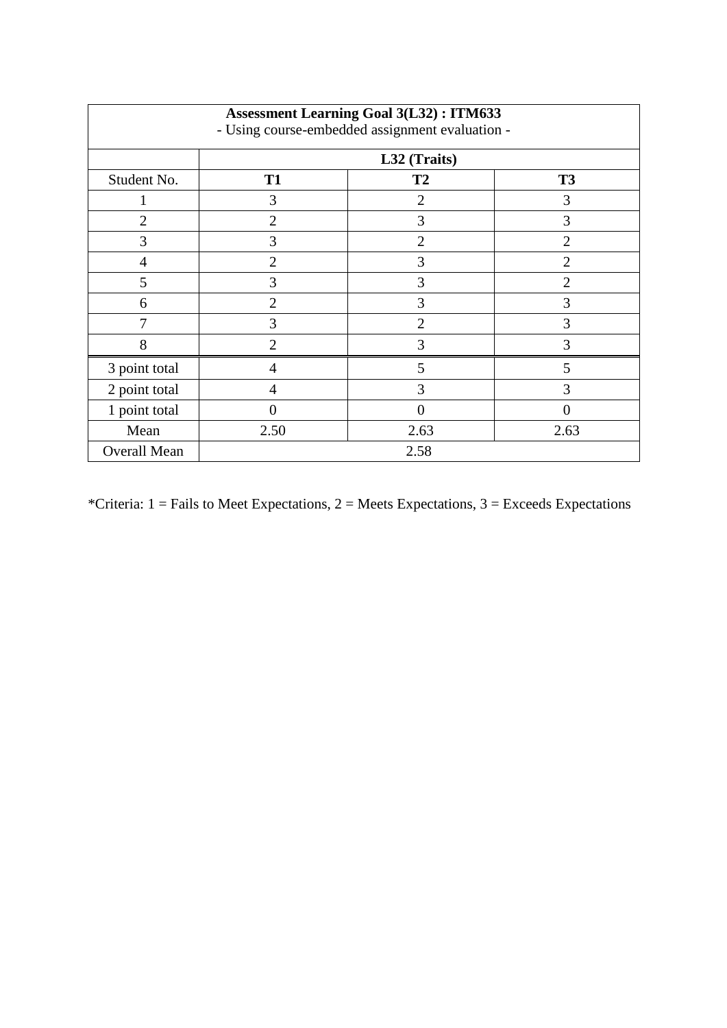| **Assessment Learning Goal 3(L32) : ITM633**<br>- Using course-embedded assignment evaluation - | | | |
|---|---|---|---|
| | **L32 (Traits)** | | |
| Student No. | **T1** | **T2** | **T3** |
| 1 | 3 | 2 | 3 |
| 2 | 2 | 3 | 3 |
| 3 | 3 | 2 | 2 |
| 4 | 2 | 3 | 2 |
| 5 | 3 | 3 | 2 |
| 6 | 2 | 3 | 3 |
| 7 | 3 | 2 | 3 |
| 8 | 2 | 3 | 3 |
| 3 point total | 4 | 5 | 5 |
| 2 point total | 4 | 3 | 3 |
| 1 point total | 0 | 0 | 0 |
| Mean | 2.50 | 2.63 | 2.63 |
| Overall Mean | 2.58 | | |

*Criteria: 1 = Fails to Meet Expectations, 2 = Meets Expectations, 3 = Exceeds Expectations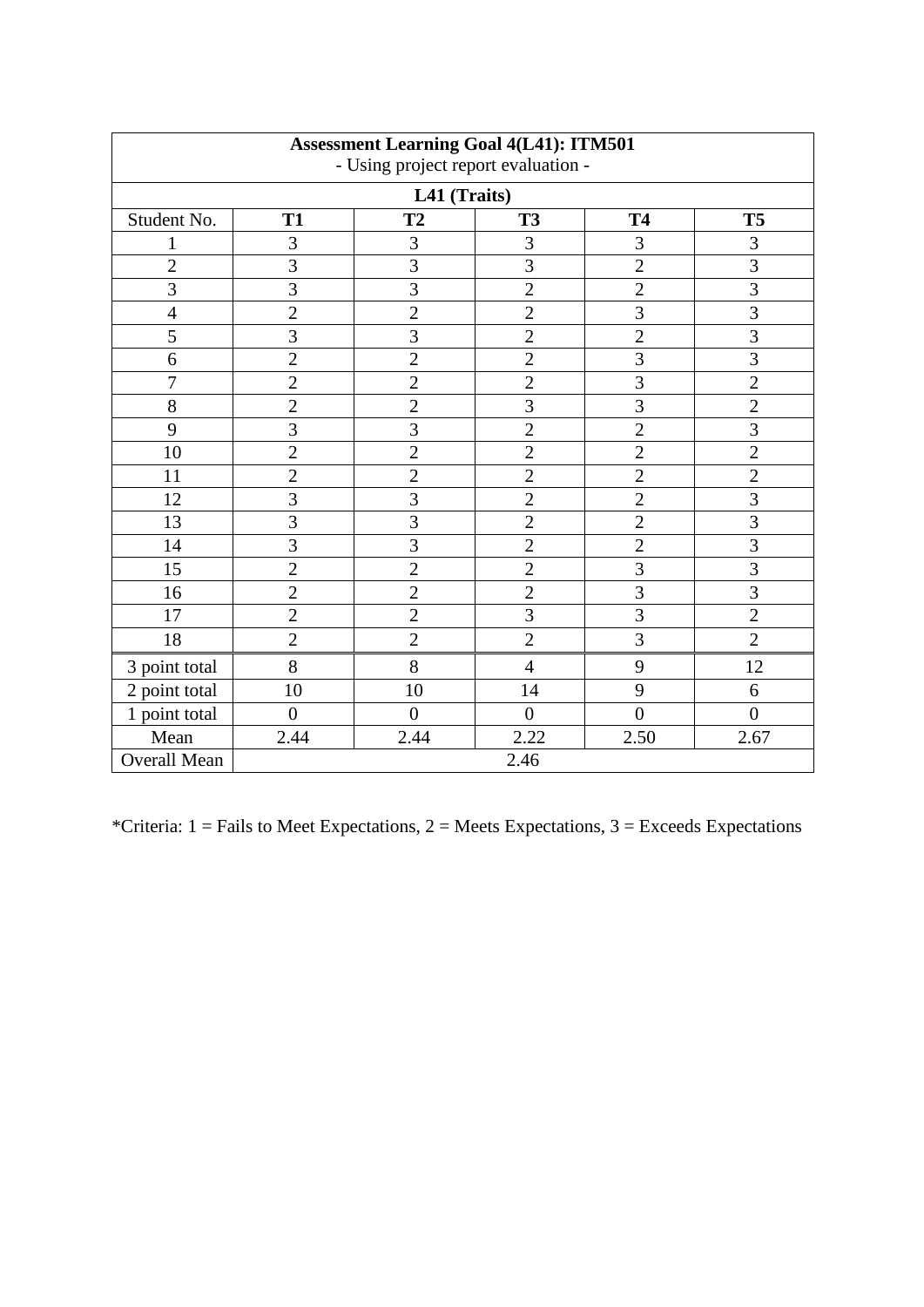| **Assessment Learning Goal 4(L41): ITM501**<br>- Using project report evaluation - | | | | | |
|---|---|---|---|---|---|
| **L41 (Traits)** | | | | | |
| Student No. | **T1** | **T2** | **T3** | **T4** | **T5** |
| 1 | 3 | 3 | 3 | 3 | 3 |
| 2 | 3 | 3 | 3 | 2 | 3 |
| 3 | 3 | 3 | 2 | 2 | 3 |
| 4 | 2 | 2 | 2 | 3 | 3 |
| 5 | 3 | 3 | 2 | 2 | 3 |
| 6 | 2 | 2 | 2 | 3 | 3 |
| 7 | 2 | 2 | 2 | 3 | 2 |
| 8 | 2 | 2 | 3 | 3 | 2 |
| 9 | 3 | 3 | 2 | 2 | 3 |
| 10 | 2 | 2 | 2 | 2 | 2 |
| 11 | 2 | 2 | 2 | 2 | 2 |
| 12 | 3 | 3 | 2 | 2 | 3 |
| 13 | 3 | 3 | 2 | 2 | 3 |
| 14 | 3 | 3 | 2 | 2 | 3 |
| 15 | 2 | 2 | 2 | 3 | 3 |
| 16 | 2 | 2 | 2 | 3 | 3 |
| 17 | 2 | 2 | 3 | 3 | 2 |
| 18 | 2 | 2 | 2 | 3 | 2 |
| 3 point total | 8 | 8 | 4 | 9 | 12 |
| 2 point total | 10 | 10 | 14 | 9 | 6 |
| 1 point total | 0 | 0 | 0 | 0 | 0 |
| Mean | 2.44 | 2.44 | 2.22 | 2.50 | 2.67 |
| Overall Mean | 2.46 | | | | |

*Criteria: 1 = Fails to Meet Expectations, 2 = Meets Expectations, 3 = Exceeds Expectations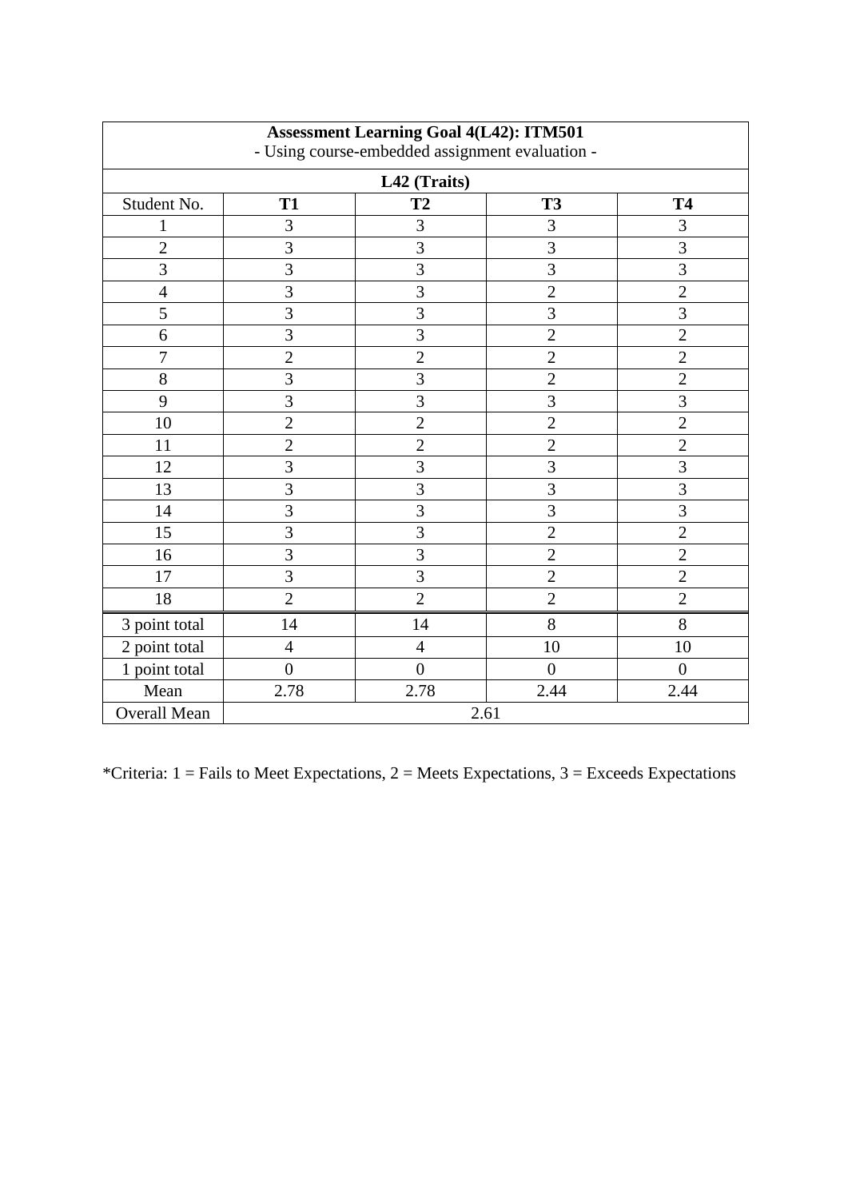| **Assessment Learning Goal 4(L42): ITM501**<br>- Using course-embedded assignment evaluation - | | | | |
|---|---|---|---|---|
| | **L42 (Traits)** | | | |
| Student No. | **T1** | **T2** | **T3** | **T4** |
| 1 | 3 | 3 | 3 | 3 |
| 2 | 3 | 3 | 3 | 3 |
| 3 | 3 | 3 | 3 | 3 |
| 4 | 3 | 3 | 2 | 2 |
| 5 | 3 | 3 | 3 | 3 |
| 6 | 3 | 3 | 2 | 2 |
| 7 | 2 | 2 | 2 | 2 |
| 8 | 3 | 3 | 2 | 2 |
| 9 | 3 | 3 | 3 | 3 |
| 10 | 2 | 2 | 2 | 2 |
| 11 | 2 | 2 | 2 | 2 |
| 12 | 3 | 3 | 3 | 3 |
| 13 | 3 | 3 | 3 | 3 |
| 14 | 3 | 3 | 3 | 3 |
| 15 | 3 | 3 | 2 | 2 |
| 16 | 3 | 3 | 2 | 2 |
| 17 | 3 | 3 | 2 | 2 |
| 18 | 2 | 2 | 2 | 2 |
| 3 point total | 14 | 14 | 8 | 8 |
| 2 point total | 4 | 4 | 10 | 10 |
| 1 point total | 0 | 0 | 0 | 0 |
| Mean | 2.78 | 2.78 | 2.44 | 2.44 |
| Overall Mean | 2.61 | | | |

*Criteria: 1 = Fails to Meet Expectations, 2 = Meets Expectations, 3 = Exceeds Expectations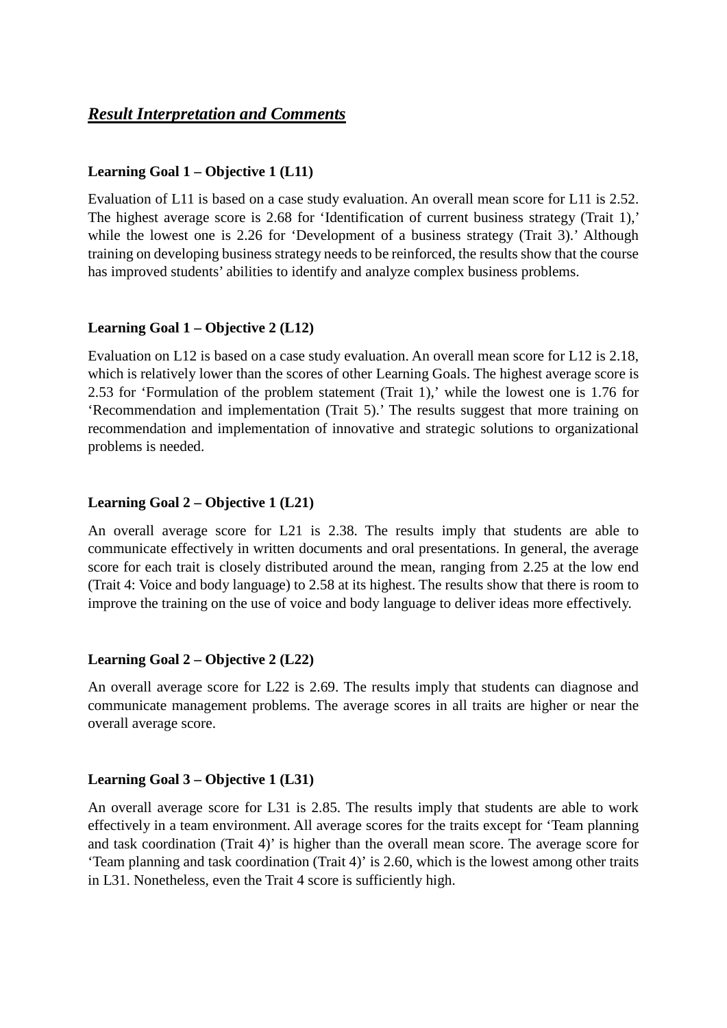## ***Result Interpretation and Comments***

**Learning Goal 1 – Objective 1 (L11)**

Evaluation of L11 is based on a case study evaluation. An overall mean score for L11 is 2.52. The highest average score is 2.68 for 'Identification of current business strategy (Trait 1),' while the lowest one is 2.26 for 'Development of a business strategy (Trait 3).' Although training on developing business strategy needs to be reinforced, the results show that the course has improved students' abilities to identify and analyze complex business problems.

**Learning Goal 1 – Objective 2 (L12)**

Evaluation on L12 is based on a case study evaluation. An overall mean score for L12 is 2.18, which is relatively lower than the scores of other Learning Goals. The highest average score is 2.53 for 'Formulation of the problem statement (Trait 1),' while the lowest one is 1.76 for 'Recommendation and implementation (Trait 5).' The results suggest that more training on recommendation and implementation of innovative and strategic solutions to organizational problems is needed.

**Learning Goal 2 – Objective 1 (L21)**

An overall average score for L21 is 2.38. The results imply that students are able to communicate effectively in written documents and oral presentations. In general, the average score for each trait is closely distributed around the mean, ranging from 2.25 at the low end (Trait 4: Voice and body language) to 2.58 at its highest. The results show that there is room to improve the training on the use of voice and body language to deliver ideas more effectively.

**Learning Goal 2 – Objective 2 (L22)**

An overall average score for L22 is 2.69. The results imply that students can diagnose and communicate management problems. The average scores in all traits are higher or near the overall average score.

**Learning Goal 3 – Objective 1 (L31)**

An overall average score for L31 is 2.85. The results imply that students are able to work effectively in a team environment. All average scores for the traits except for 'Team planning and task coordination (Trait 4)' is higher than the overall mean score. The average score for 'Team planning and task coordination (Trait 4)' is 2.60, which is the lowest among other traits in L31. Nonetheless, even the Trait 4 score is sufficiently high.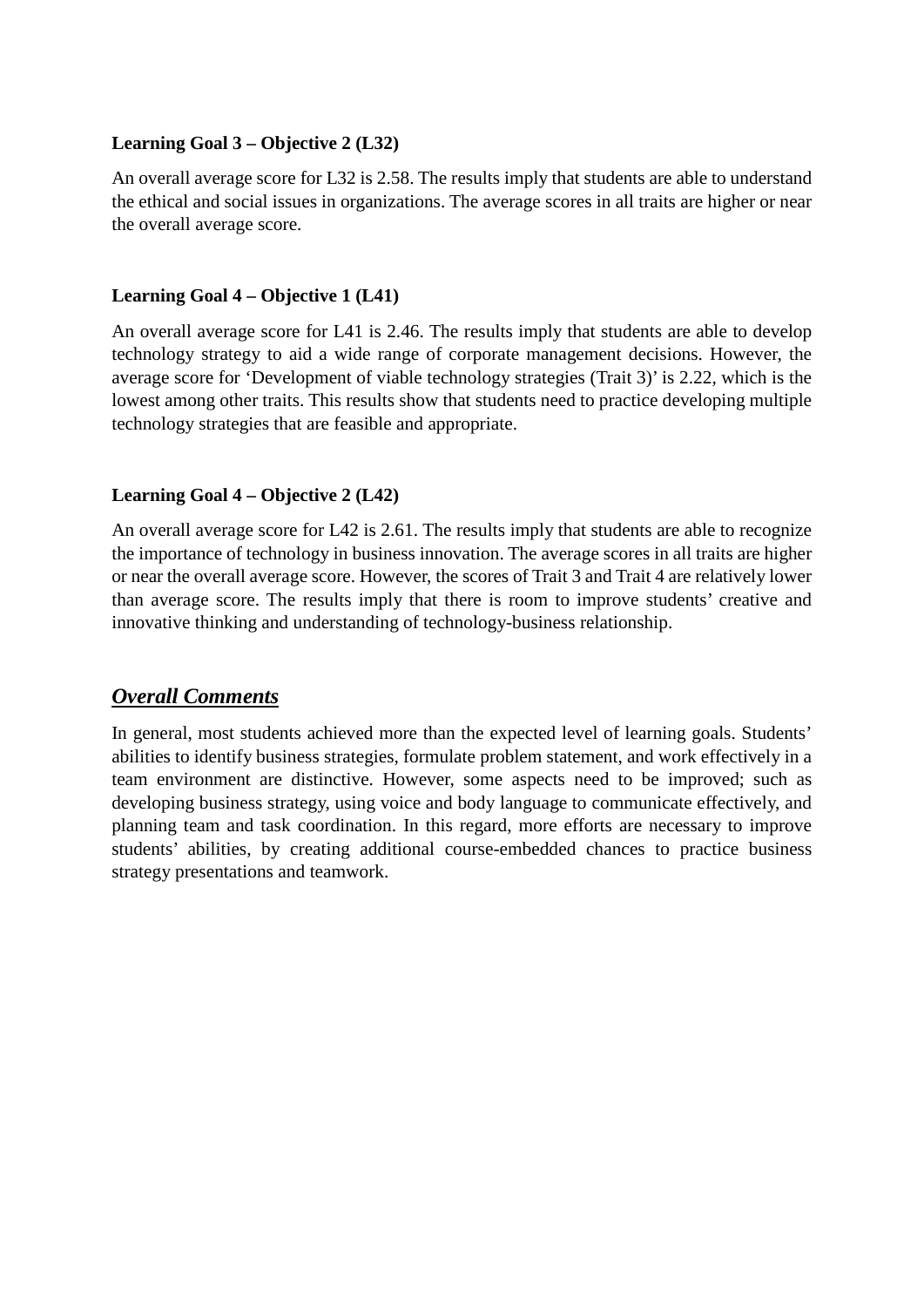**Learning Goal 3 – Objective 2 (L32)**

An overall average score for L32 is 2.58. The results imply that students are able to understand the ethical and social issues in organizations. The average scores in all traits are higher or near the overall average score.

**Learning Goal 4 – Objective 1 (L41)**

An overall average score for L41 is 2.46. The results imply that students are able to develop technology strategy to aid a wide range of corporate management decisions. However, the average score for 'Development of viable technology strategies (Trait 3)' is 2.22, which is the lowest among other traits. This results show that students need to practice developing multiple technology strategies that are feasible and appropriate.

**Learning Goal 4 – Objective 2 (L42)**

An overall average score for L42 is 2.61. The results imply that students are able to recognize the importance of technology in business innovation. The average scores in all traits are higher or near the overall average score. However, the scores of Trait 3 and Trait 4 are relatively lower than average score. The results imply that there is room to improve students' creative and innovative thinking and understanding of technology-business relationship.

## ***Overall Comments***

In general, most students achieved more than the expected level of learning goals. Students' abilities to identify business strategies, formulate problem statement, and work effectively in a team environment are distinctive. However, some aspects need to be improved; such as developing business strategy, using voice and body language to communicate effectively, and planning team and task coordination. In this regard, more efforts are necessary to improve students' abilities, by creating additional course-embedded chances to practice business strategy presentations and teamwork.